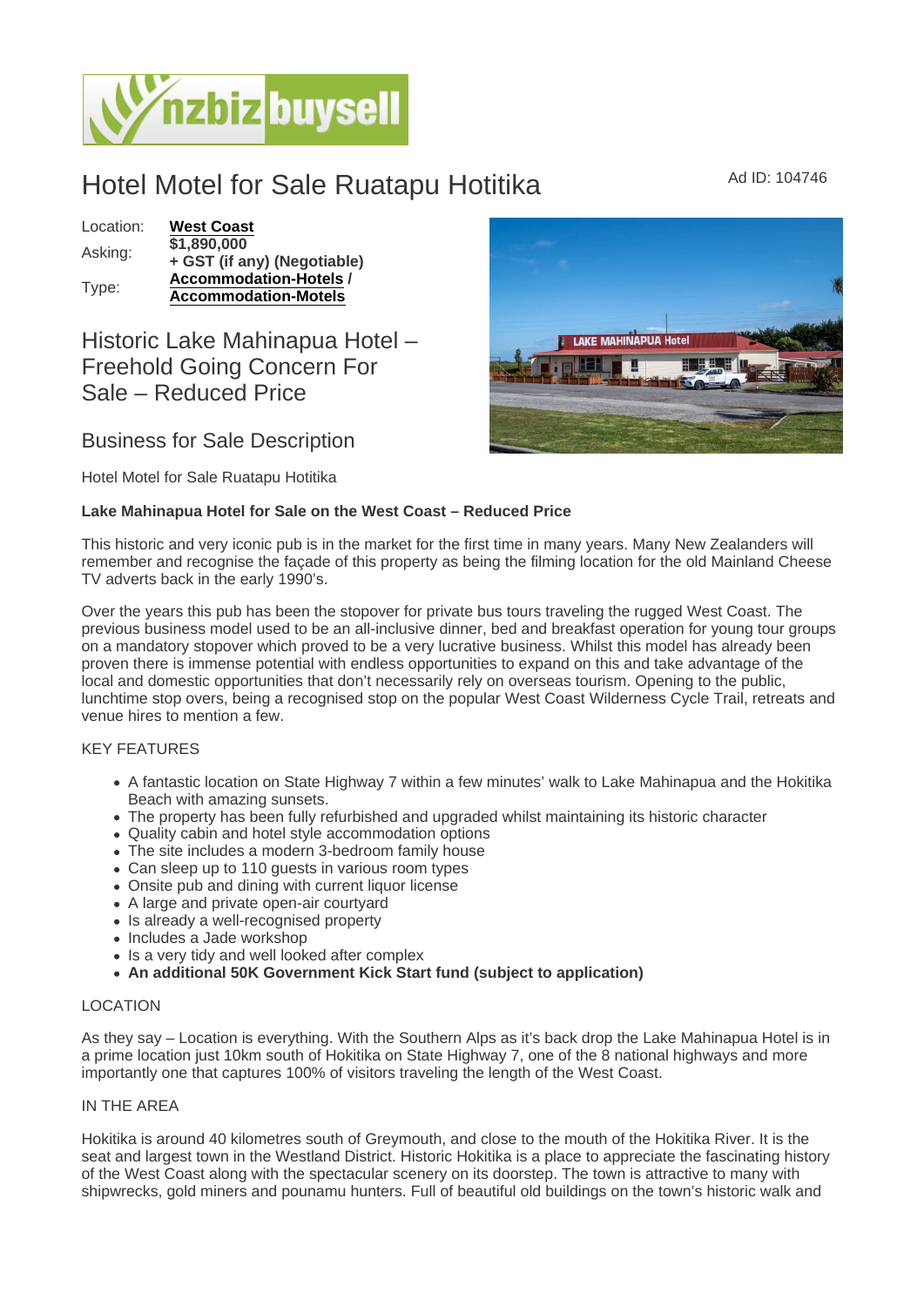# Hotel Motel for Sale Ruatapu Hotitika

Ad ID: 104746

| | |
|---|---|
| Location: | **West Coast** |
| Asking: | **$1,890,000 + GST (if any) (Negotiable)** |
| Type: | **Accommodation-Hotels / Accommodation-Motels** |

## Historic Lake Mahinapua Hotel – Freehold Going Concern For Sale – Reduced Price

## Business for Sale Description

Hotel Motel for Sale Ruatapu Hotitika

**Lake Mahinapua Hotel for Sale on the West Coast – Reduced Price**

This historic and very iconic pub is in the market for the first time in many years. Many New Zealanders will remember and recognise the façade of this property as being the filming location for the old Mainland Cheese TV adverts back in the early 1990's.

Over the years this pub has been the stopover for private bus tours traveling the rugged West Coast. The previous business model used to be an all-inclusive dinner, bed and breakfast operation for young tour groups on a mandatory stopover which proved to be a very lucrative business. Whilst this model has already been proven there is immense potential with endless opportunities to expand on this and take advantage of the local and domestic opportunities that don't necessarily rely on overseas tourism. Opening to the public, lunchtime stop overs, being a recognised stop on the popular West Coast Wilderness Cycle Trail, retreats and venue hires to mention a few.

KEY FEATURES

- A fantastic location on State Highway 7 within a few minutes' walk to Lake Mahinapua and the Hokitika Beach with amazing sunsets.
- The property has been fully refurbished and upgraded whilst maintaining its historic character
- Quality cabin and hotel style accommodation options
- The site includes a modern 3-bedroom family house
- Can sleep up to 110 guests in various room types
- Onsite pub and dining with current liquor license
- A large and private open-air courtyard
- Is already a well-recognised property
- Includes a Jade workshop
- Is a very tidy and well looked after complex
- **An additional 50K Government Kick Start fund (subject to application)**

LOCATION

As they say – Location is everything. With the Southern Alps as it's back drop the Lake Mahinapua Hotel is in a prime location just 10km south of Hokitika on State Highway 7, one of the 8 national highways and more importantly one that captures 100% of visitors traveling the length of the West Coast.

IN THE AREA

Hokitika is around 40 kilometres south of Greymouth, and close to the mouth of the Hokitika River. It is the seat and largest town in the Westland District. Historic Hokitika is a place to appreciate the fascinating history of the West Coast along with the spectacular scenery on its doorstep. The town is attractive to many with shipwrecks, gold miners and pounamu hunters. Full of beautiful old buildings on the town's historic walk and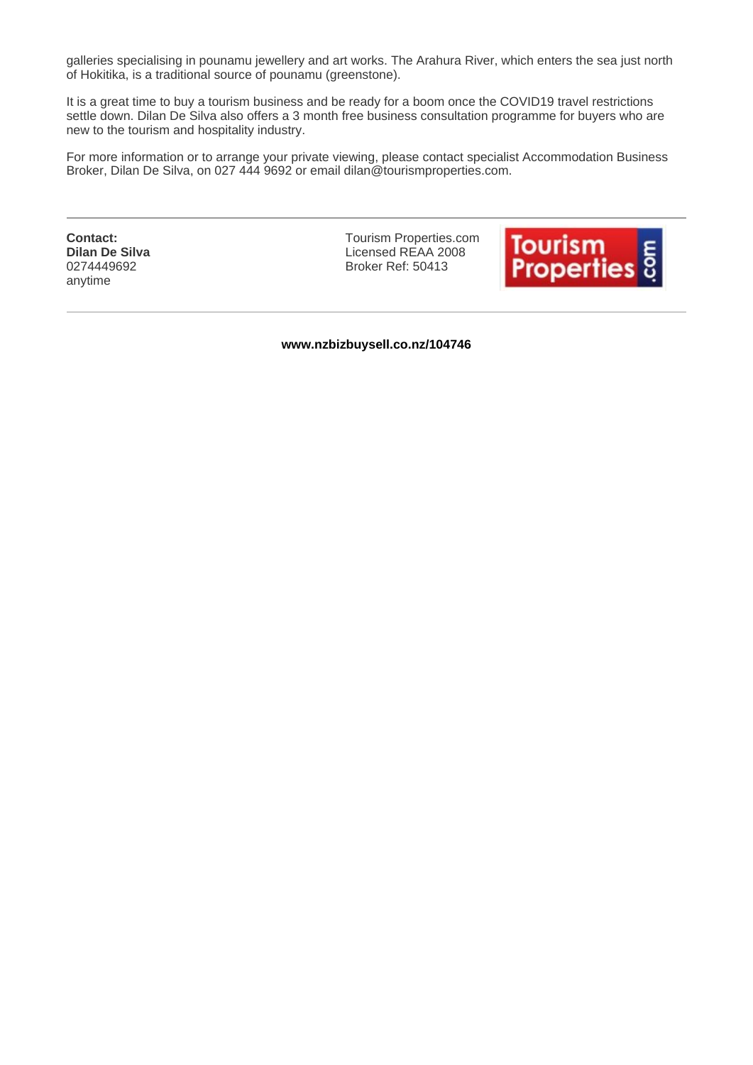galleries specialising in pounamu jewellery and art works. The Arahura River, which enters the sea just north of Hokitika, is a traditional source of pounamu (greenstone).

It is a great time to buy a tourism business and be ready for a boom once the COVID19 travel restrictions settle down. Dilan De Silva also offers a 3 month free business consultation programme for buyers who are new to the tourism and hospitality industry.

For more information or to arrange your private viewing, please contact specialist Accommodation Business Broker, Dilan De Silva, on 027 444 9692 or email dilan@tourismproperties.com.

---

**Contact:**
**Dilan De Silva**
0274449692
anytime

Tourism Properties.com
Licensed REAA 2008
Broker Ref: 50413

Tourism Properties .com

---

**www.nzbizbuysell.co.nz/104746**